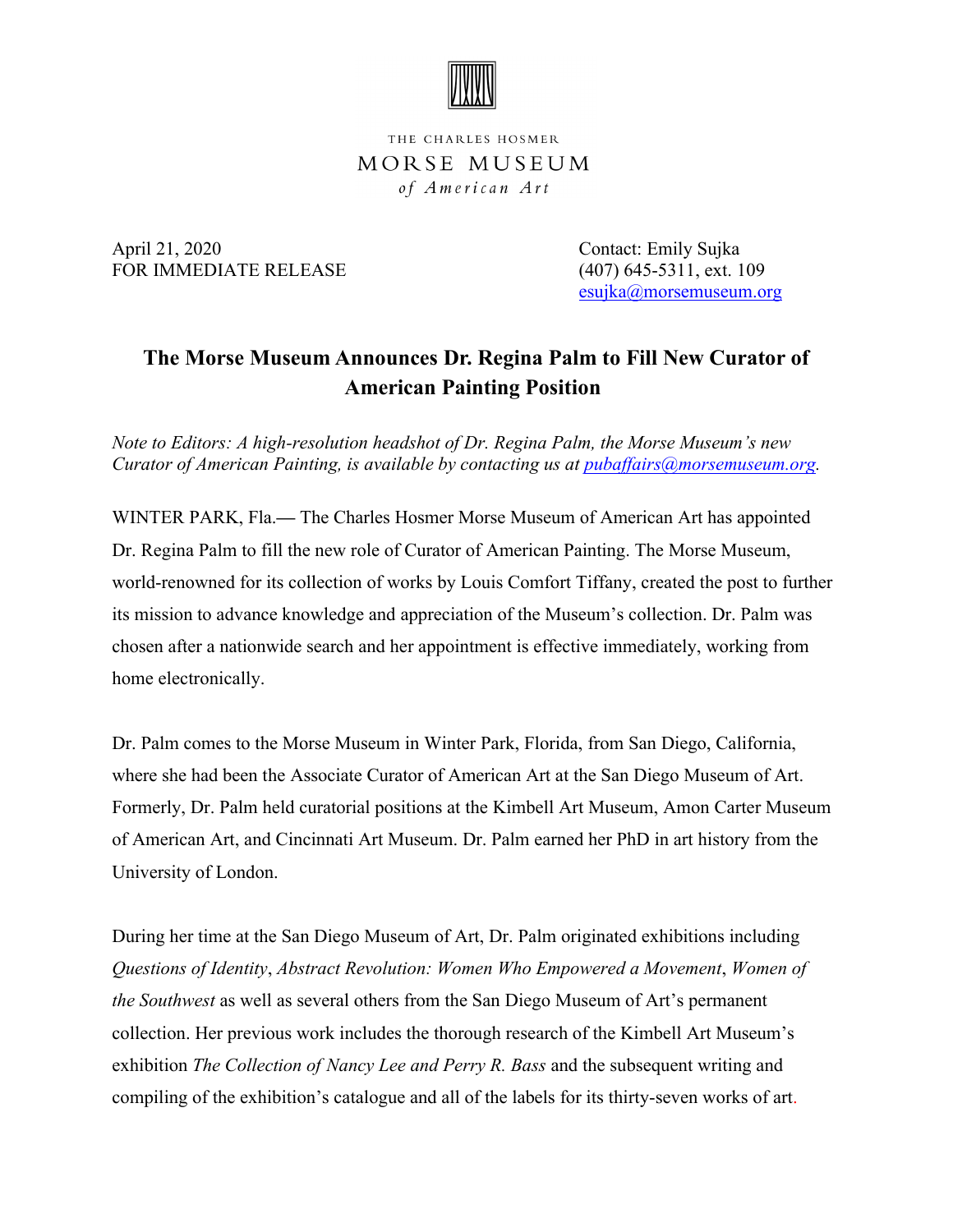THE CHARLES HOSMER

MORSE MUSEUM

*of American Art*

April 21, 2020
FOR IMMEDIATE RELEASE

Contact: Emily Sujka
(407) 645-5311, ext. 109
esujka@morsemuseum.org

# The Morse Museum Announces Dr. Regina Palm to Fill New Curator of American Painting Position

*Note to Editors: A high-resolution headshot of Dr. Regina Palm, the Morse Museum's new Curator of American Painting, is available by contacting us at pubaffairs@morsemuseum.org.*

WINTER PARK, Fla.— The Charles Hosmer Morse Museum of American Art has appointed Dr. Regina Palm to fill the new role of Curator of American Painting. The Morse Museum, world-renowned for its collection of works by Louis Comfort Tiffany, created the post to further its mission to advance knowledge and appreciation of the Museum's collection. Dr. Palm was chosen after a nationwide search and her appointment is effective immediately, working from home electronically.

Dr. Palm comes to the Morse Museum in Winter Park, Florida, from San Diego, California, where she had been the Associate Curator of American Art at the San Diego Museum of Art. Formerly, Dr. Palm held curatorial positions at the Kimbell Art Museum, Amon Carter Museum of American Art, and Cincinnati Art Museum. Dr. Palm earned her PhD in art history from the University of London.

During her time at the San Diego Museum of Art, Dr. Palm originated exhibitions including *Questions of Identity*, *Abstract Revolution: Women Who Empowered a Movement*, *Women of the Southwest* as well as several others from the San Diego Museum of Art's permanent collection. Her previous work includes the thorough research of the Kimbell Art Museum's exhibition *The Collection of Nancy Lee and Perry R. Bass* and the subsequent writing and compiling of the exhibition's catalogue and all of the labels for its thirty-seven works of art.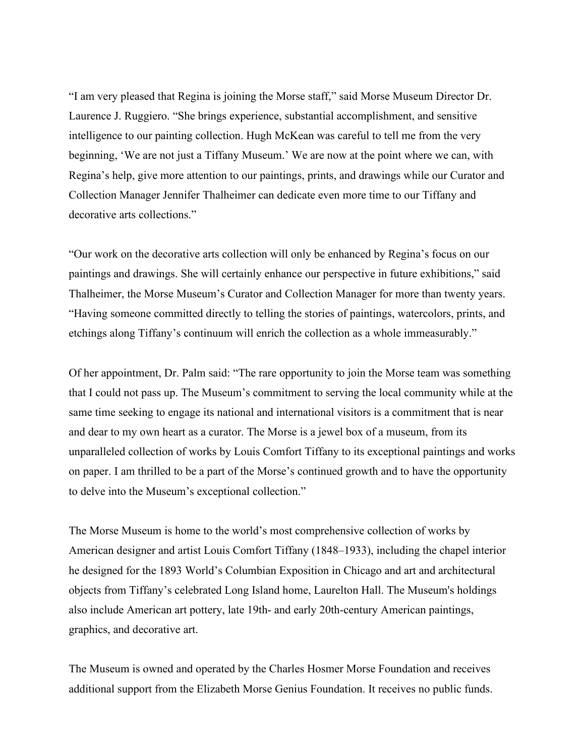"I am very pleased that Regina is joining the Morse staff," said Morse Museum Director Dr. Laurence J. Ruggiero. "She brings experience, substantial accomplishment, and sensitive intelligence to our painting collection. Hugh McKean was careful to tell me from the very beginning, 'We are not just a Tiffany Museum.' We are now at the point where we can, with Regina's help, give more attention to our paintings, prints, and drawings while our Curator and Collection Manager Jennifer Thalheimer can dedicate even more time to our Tiffany and decorative arts collections."

"Our work on the decorative arts collection will only be enhanced by Regina's focus on our paintings and drawings. She will certainly enhance our perspective in future exhibitions," said Thalheimer, the Morse Museum's Curator and Collection Manager for more than twenty years. "Having someone committed directly to telling the stories of paintings, watercolors, prints, and etchings along Tiffany's continuum will enrich the collection as a whole immeasurably."

Of her appointment, Dr. Palm said: "The rare opportunity to join the Morse team was something that I could not pass up. The Museum's commitment to serving the local community while at the same time seeking to engage its national and international visitors is a commitment that is near and dear to my own heart as a curator. The Morse is a jewel box of a museum, from its unparalleled collection of works by Louis Comfort Tiffany to its exceptional paintings and works on paper. I am thrilled to be a part of the Morse's continued growth and to have the opportunity to delve into the Museum's exceptional collection."

The Morse Museum is home to the world's most comprehensive collection of works by American designer and artist Louis Comfort Tiffany (1848–1933), including the chapel interior he designed for the 1893 World's Columbian Exposition in Chicago and art and architectural objects from Tiffany's celebrated Long Island home, Laurelton Hall. The Museum's holdings also include American art pottery, late 19th- and early 20th-century American paintings, graphics, and decorative art.

The Museum is owned and operated by the Charles Hosmer Morse Foundation and receives additional support from the Elizabeth Morse Genius Foundation. It receives no public funds.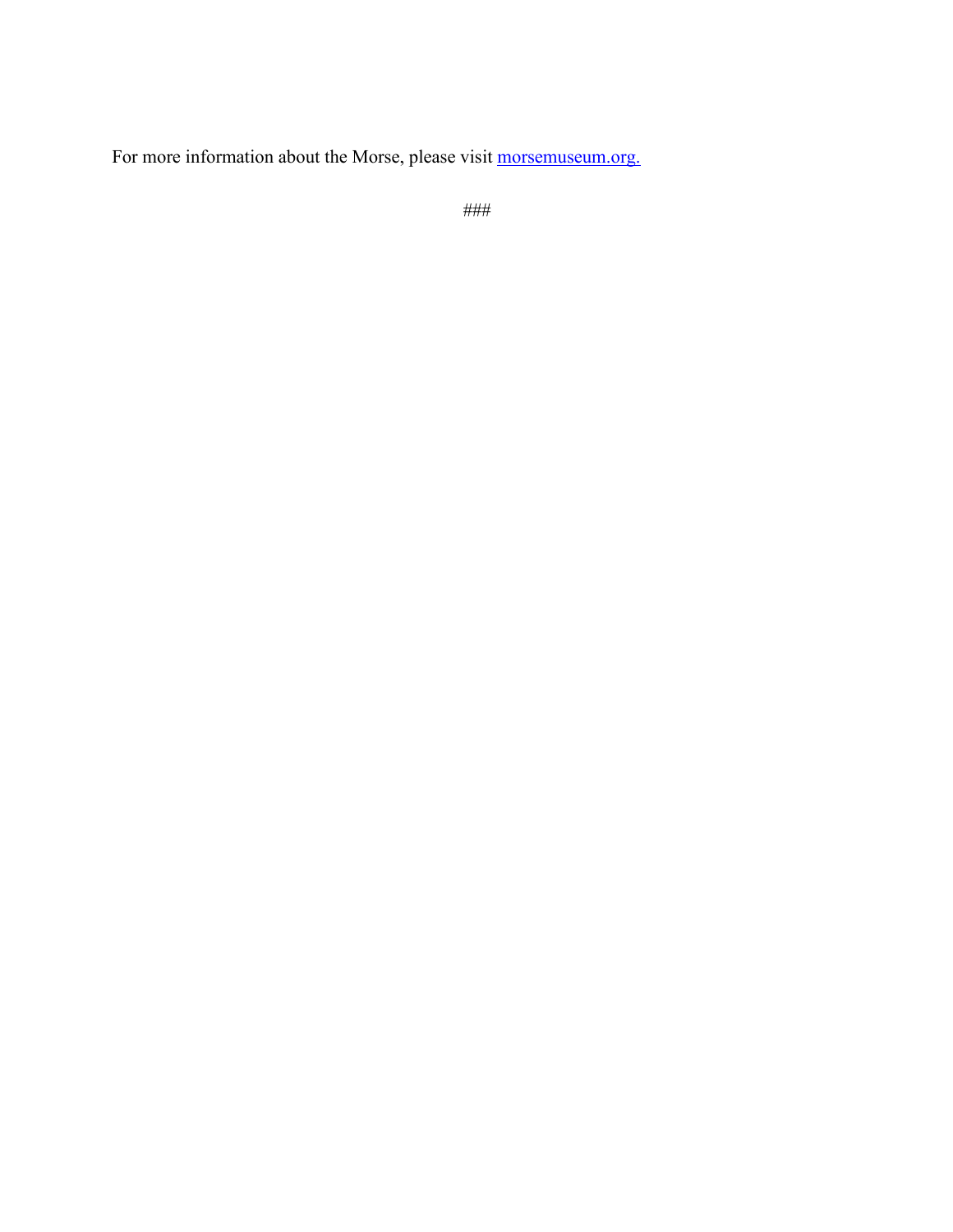For more information about the Morse, please visit [morsemuseum.org.](https://morsemuseum.org)

###